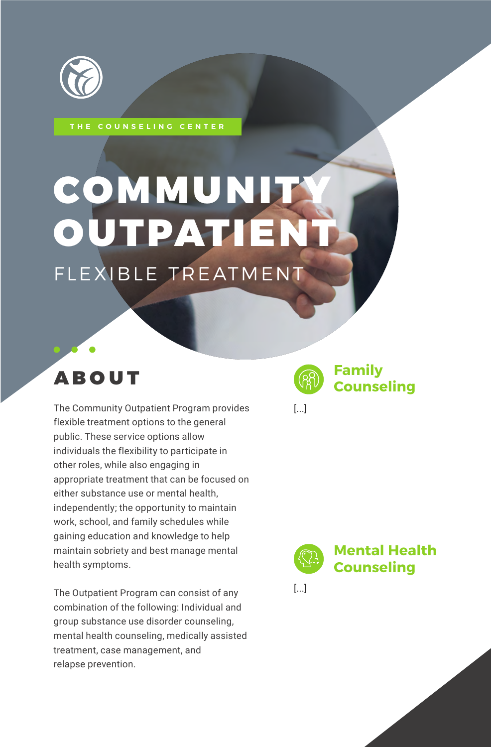THE COUNSELING CENTER

# COMMUNITY OUTPATIENT

FLEXIBLE TREATMENT

## ABOUT

The Community Outpatient Program provides flexible treatment options to the general public. These service options allow individuals the flexibility to participate in other roles, while also engaging in appropriate treatment that can be focused on either substance use or mental health, independently; the opportunity to maintain work, school, and family schedules while gaining education and knowledge to help maintain sobriety and best manage mental health symptoms.

The Outpatient Program can consist of any combination of the following: Individual and group substance use disorder counseling, mental health counseling, medically assisted treatment, case management, and relapse prevention.

## Family Counseling

[...]

## Mental Health Counseling

[...]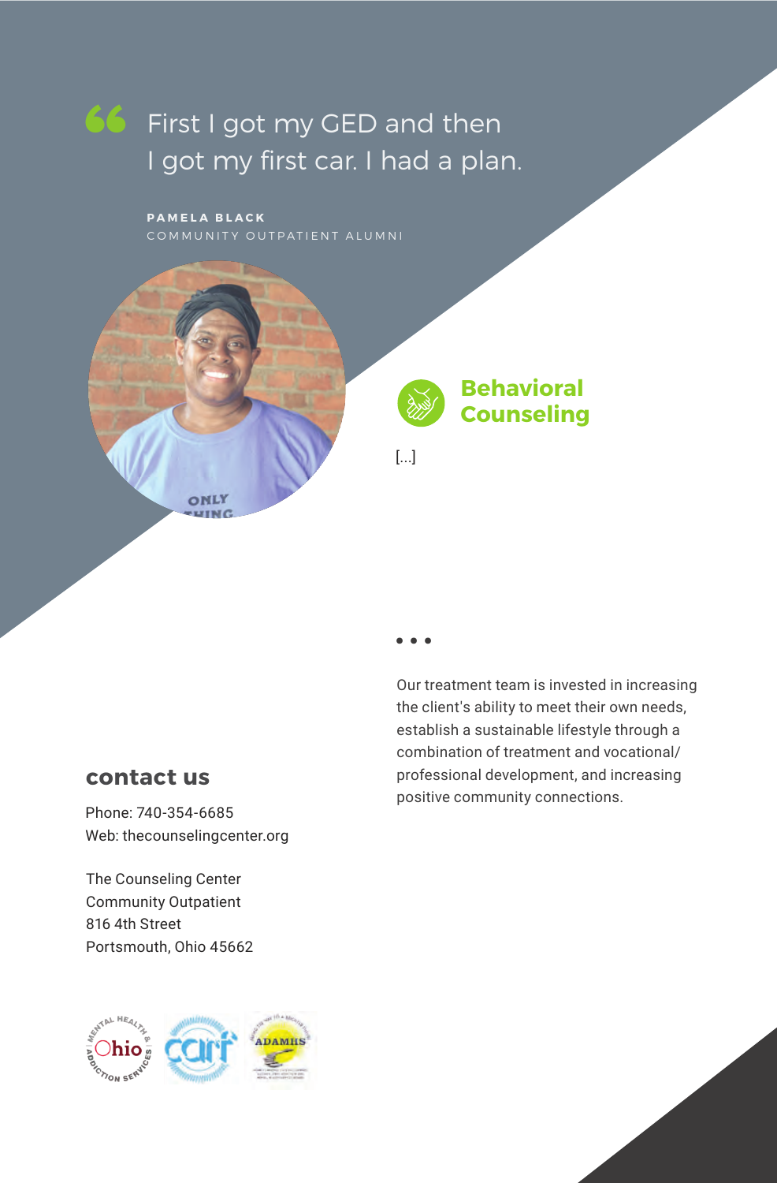> First I got my GED and then I got my first car. I had a plan.

**PAMELA BLACK**
COMMUNITY OUTPATIENT ALUMNI

## Behavioral Counseling

[...]

• • •

Our treatment team is invested in increasing the client's ability to meet their own needs, establish a sustainable lifestyle through a combination of treatment and vocational/ professional development, and increasing positive community connections.

## contact us

Phone: 740-354-6685
Web: thecounselingcenter.org

The Counseling Center
Community Outpatient
816 4th Street
Portsmouth, Ohio 45662